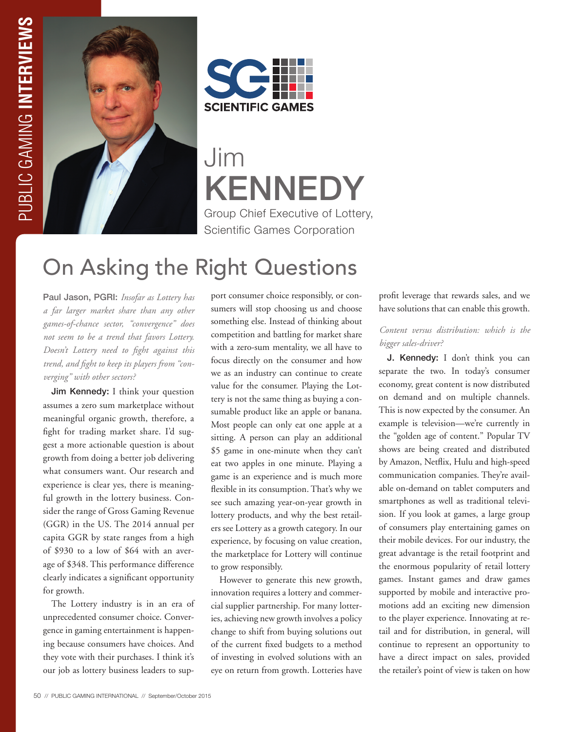SCIENTIFIC GAMES

# Jim KENNEDY

Group Chief Executive of Lottery, Scientific Games Corporation

## On Asking the Right Questions

**Paul Jason, PGRI:** *Insofar as Lottery has a far larger market share than any other games-of-chance sector, "convergence" does not seem to be a trend that favors Lottery. Doesn't Lottery need to fight against this trend, and fight to keep its players from "converging" with other sectors?*

**Jim Kennedy:** I think your question assumes a zero sum marketplace without meaningful organic growth, therefore, a fight for trading market share. I'd suggest a more actionable question is about growth from doing a better job delivering what consumers want. Our research and experience is clear yes, there is meaningful growth in the lottery business. Consider the range of Gross Gaming Revenue (GGR) in the US. The 2014 annual per capita GGR by state ranges from a high of $930 to a low of $64 with an average of $348. This performance difference clearly indicates a significant opportunity for growth.

The Lottery industry is in an era of unprecedented consumer choice. Convergence in gaming entertainment is happening because consumers have choices. And they vote with their purchases. I think it's our job as lottery business leaders to support consumer choice responsibly, or consumers will stop choosing us and choose something else. Instead of thinking about competition and battling for market share with a zero-sum mentality, we all have to focus directly on the consumer and how we as an industry can continue to create value for the consumer. Playing the Lottery is not the same thing as buying a consumable product like an apple or banana. Most people can only eat one apple at a sitting. A person can play an additional $5 game in one-minute when they can't eat two apples in one minute. Playing a game is an experience and is much more flexible in its consumption. That's why we see such amazing year-on-year growth in lottery products, and why the best retailers see Lottery as a growth category. In our experience, by focusing on value creation, the marketplace for Lottery will continue to grow responsibly.

However to generate this new growth, innovation requires a lottery and commercial supplier partnership. For many lotteries, achieving new growth involves a policy change to shift from buying solutions out of the current fixed budgets to a method of investing in evolved solutions with an eye on return from growth. Lotteries have profit leverage that rewards sales, and we have solutions that can enable this growth.

*Content versus distribution: which is the bigger sales-driver?*

**J. Kennedy:** I don't think you can separate the two. In today's consumer economy, great content is now distributed on demand and on multiple channels. This is now expected by the consumer. An example is television—we're currently in the "golden age of content." Popular TV shows are being created and distributed by Amazon, Netflix, Hulu and high-speed communication companies. They're available on-demand on tablet computers and smartphones as well as traditional television. If you look at games, a large group of consumers play entertaining games on their mobile devices. For our industry, the great advantage is the retail footprint and the enormous popularity of retail lottery games. Instant games and draw games supported by mobile and interactive promotions add an exciting new dimension to the player experience. Innovating at retail and for distribution, in general, will continue to represent an opportunity to have a direct impact on sales, provided the retailer's point of view is taken on how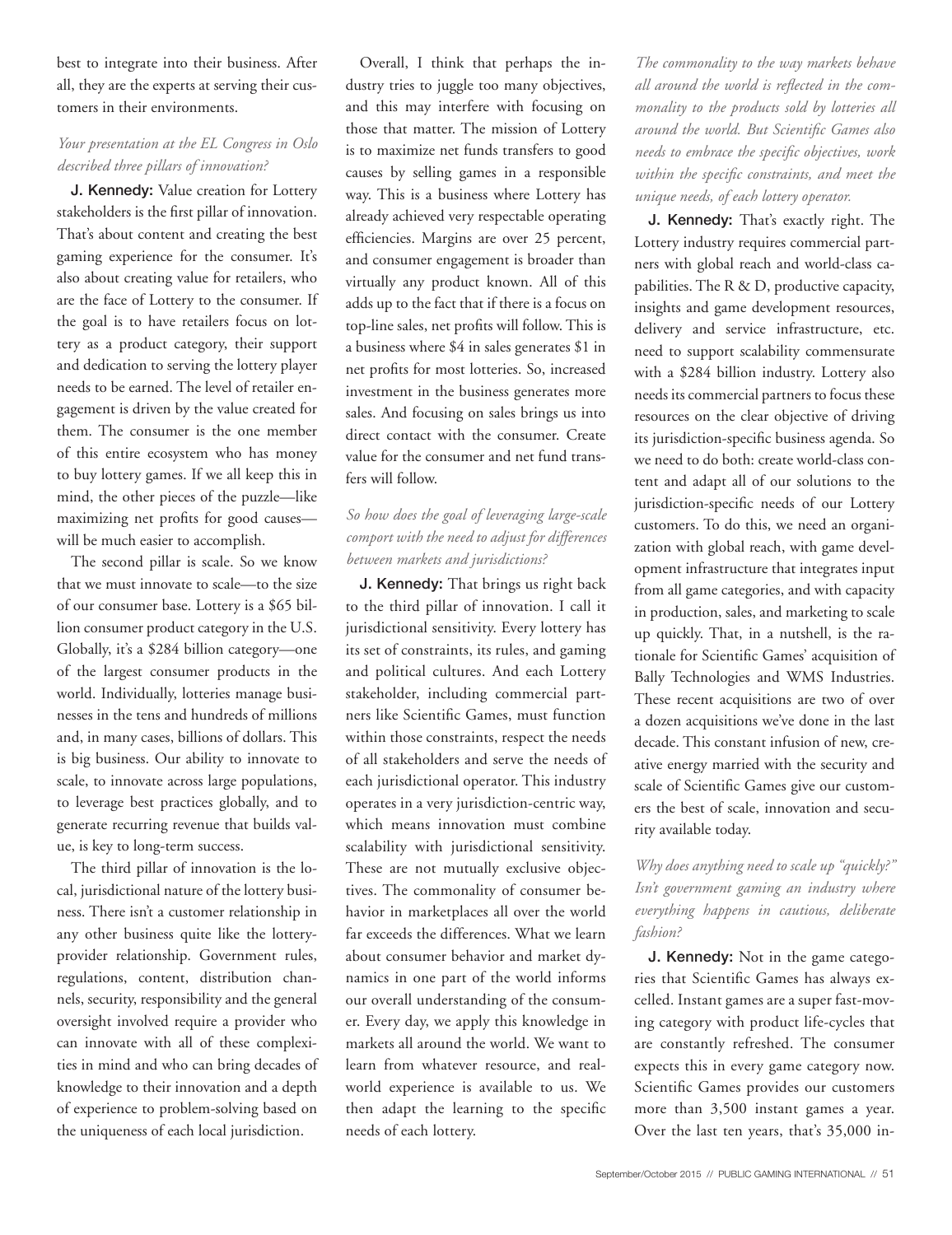best to integrate into their business. After all, they are the experts at serving their customers in their environments.

*Your presentation at the EL Congress in Oslo described three pillars of innovation?*

**J. Kennedy:** Value creation for Lottery stakeholders is the first pillar of innovation. That's about content and creating the best gaming experience for the consumer. It's also about creating value for retailers, who are the face of Lottery to the consumer. If the goal is to have retailers focus on lottery as a product category, their support and dedication to serving the lottery player needs to be earned. The level of retailer engagement is driven by the value created for them. The consumer is the one member of this entire ecosystem who has money to buy lottery games. If we all keep this in mind, the other pieces of the puzzle—like maximizing net profits for good causes—will be much easier to accomplish.

The second pillar is scale. So we know that we must innovate to scale—to the size of our consumer base. Lottery is a $65 billion consumer product category in the U.S. Globally, it's a $284 billion category—one of the largest consumer products in the world. Individually, lotteries manage businesses in the tens and hundreds of millions and, in many cases, billions of dollars. This is big business. Our ability to innovate to scale, to innovate across large populations, to leverage best practices globally, and to generate recurring revenue that builds value, is key to long-term success.

The third pillar of innovation is the local, jurisdictional nature of the lottery business. There isn't a customer relationship in any other business quite like the lottery-provider relationship. Government rules, regulations, content, distribution channels, security, responsibility and the general oversight involved require a provider who can innovate with all of these complexities in mind and who can bring decades of knowledge to their innovation and a depth of experience to problem-solving based on the uniqueness of each local jurisdiction.

Overall, I think that perhaps the industry tries to juggle too many objectives, and this may interfere with focusing on those that matter. The mission of Lottery is to maximize net funds transfers to good causes by selling games in a responsible way. This is a business where Lottery has already achieved very respectable operating efficiencies. Margins are over 25 percent, and consumer engagement is broader than virtually any product known. All of this adds up to the fact that if there is a focus on top-line sales, net profits will follow. This is a business where $4 in sales generates $1 in net profits for most lotteries. So, increased investment in the business generates more sales. And focusing on sales brings us into direct contact with the consumer. Create value for the consumer and net fund transfers will follow.

*So how does the goal of leveraging large-scale comport with the need to adjust for differences between markets and jurisdictions?*

**J. Kennedy:** That brings us right back to the third pillar of innovation. I call it jurisdictional sensitivity. Every lottery has its set of constraints, its rules, and gaming and political cultures. And each Lottery stakeholder, including commercial partners like Scientific Games, must function within those constraints, respect the needs of all stakeholders and serve the needs of each jurisdictional operator. This industry operates in a very jurisdiction-centric way, which means innovation must combine scalability with jurisdictional sensitivity. These are not mutually exclusive objectives. The commonality of consumer behavior in marketplaces all over the world far exceeds the differences. What we learn about consumer behavior and market dynamics in one part of the world informs our overall understanding of the consumer. Every day, we apply this knowledge in markets all around the world. We want to learn from whatever resource, and real-world experience is available to us. We then adapt the learning to the specific needs of each lottery.

*The commonality to the way markets behave all around the world is reflected in the commonality to the products sold by lotteries all around the world. But Scientific Games also needs to embrace the specific objectives, work within the specific constraints, and meet the unique needs, of each lottery operator.*

**J. Kennedy:** That's exactly right. The Lottery industry requires commercial partners with global reach and world-class capabilities. The R & D, productive capacity, insights and game development resources, delivery and service infrastructure, etc. need to support scalability commensurate with a $284 billion industry. Lottery also needs its commercial partners to focus these resources on the clear objective of driving its jurisdiction-specific business agenda. So we need to do both: create world-class content and adapt all of our solutions to the jurisdiction-specific needs of our Lottery customers. To do this, we need an organization with global reach, with game development infrastructure that integrates input from all game categories, and with capacity in production, sales, and marketing to scale up quickly. That, in a nutshell, is the rationale for Scientific Games' acquisition of Bally Technologies and WMS Industries. These recent acquisitions are two of over a dozen acquisitions we've done in the last decade. This constant infusion of new, creative energy married with the security and scale of Scientific Games give our customers the best of scale, innovation and security available today.

*Why does anything need to scale up "quickly?" Isn't government gaming an industry where everything happens in cautious, deliberate fashion?*

**J. Kennedy:** Not in the game categories that Scientific Games has always excelled. Instant games are a super fast-moving category with product life-cycles that are constantly refreshed. The consumer expects this in every game category now. Scientific Games provides our customers more than 3,500 instant games a year. Over the last ten years, that's 35,000 in-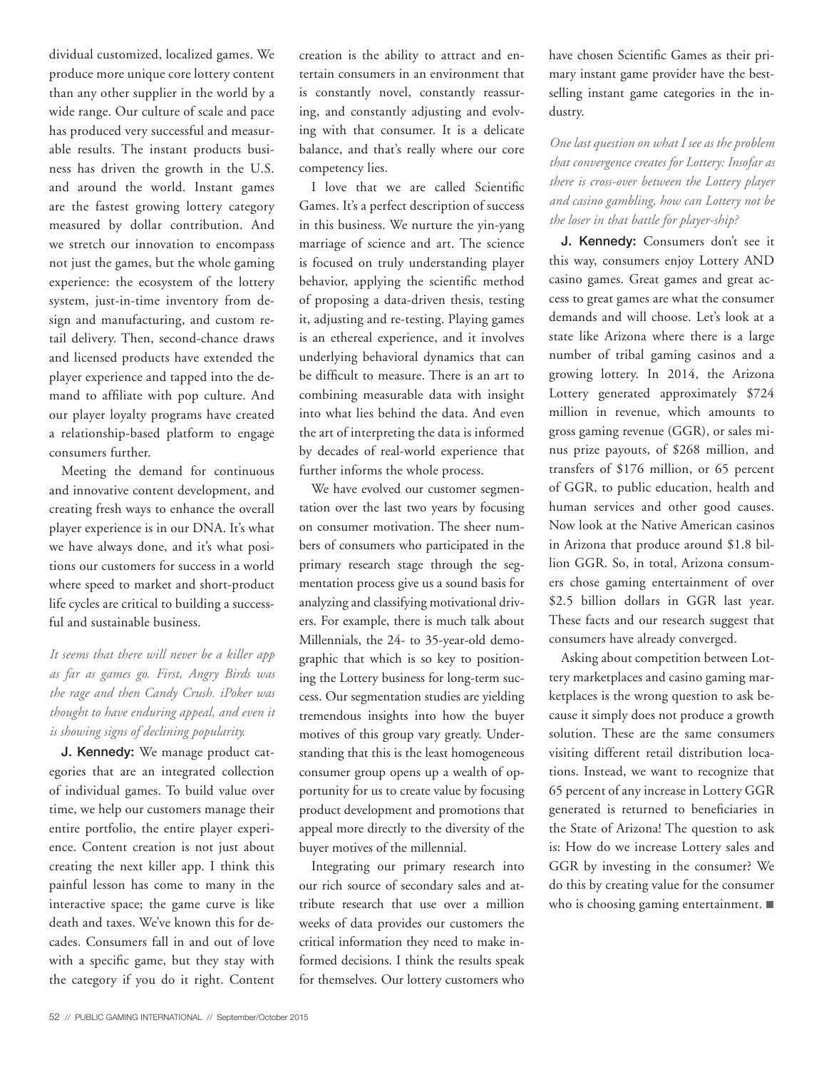dividual customized, localized games. We produce more unique core lottery content than any other supplier in the world by a wide range. Our culture of scale and pace has produced very successful and measurable results. The instant products business has driven the growth in the U.S. and around the world. Instant games are the fastest growing lottery category measured by dollar contribution. And we stretch our innovation to encompass not just the games, but the whole gaming experience: the ecosystem of the lottery system, just-in-time inventory from design and manufacturing, and custom retail delivery. Then, second-chance draws and licensed products have extended the player experience and tapped into the demand to affiliate with pop culture. And our player loyalty programs have created a relationship-based platform to engage consumers further.

Meeting the demand for continuous and innovative content development, and creating fresh ways to enhance the overall player experience is in our DNA. It's what we have always done, and it's what positions our customers for success in a world where speed to market and short-product life cycles are critical to building a successful and sustainable business.

*It seems that there will never be a killer app as far as games go. First, Angry Birds was the rage and then Candy Crush. iPoker was thought to have enduring appeal, and even it is showing signs of declining popularity.*

**J. Kennedy:** We manage product categories that are an integrated collection of individual games. To build value over time, we help our customers manage their entire portfolio, the entire player experience. Content creation is not just about creating the next killer app. I think this painful lesson has come to many in the interactive space; the game curve is like death and taxes. We've known this for decades. Consumers fall in and out of love with a specific game, but they stay with the category if you do it right. Content creation is the ability to attract and entertain consumers in an environment that is constantly novel, constantly reassuring, and constantly adjusting and evolving with that consumer. It is a delicate balance, and that's really where our core competency lies.

I love that we are called Scientific Games. It's a perfect description of success in this business. We nurture the yin-yang marriage of science and art. The science is focused on truly understanding player behavior, applying the scientific method of proposing a data-driven thesis, testing it, adjusting and re-testing. Playing games is an ethereal experience, and it involves underlying behavioral dynamics that can be difficult to measure. There is an art to combining measurable data with insight into what lies behind the data. And even the art of interpreting the data is informed by decades of real-world experience that further informs the whole process.

We have evolved our customer segmentation over the last two years by focusing on consumer motivation. The sheer numbers of consumers who participated in the primary research stage through the segmentation process give us a sound basis for analyzing and classifying motivational drivers. For example, there is much talk about Millennials, the 24- to 35-year-old demographic that which is so key to positioning the Lottery business for long-term success. Our segmentation studies are yielding tremendous insights into how the buyer motives of this group vary greatly. Understanding that this is the least homogeneous consumer group opens up a wealth of opportunity for us to create value by focusing product development and promotions that appeal more directly to the diversity of the buyer motives of the millennial.

Integrating our primary research into our rich source of secondary sales and attribute research that use over a million weeks of data provides our customers the critical information they need to make informed decisions. I think the results speak for themselves. Our lottery customers who have chosen Scientific Games as their primary instant game provider have the best-selling instant game categories in the industry.

*One last question on what I see as the problem that convergence creates for Lottery: Insofar as there is cross-over between the Lottery player and casino gambling, how can Lottery not be the loser in that battle for player-ship?*

**J. Kennedy:** Consumers don't see it this way, consumers enjoy Lottery AND casino games. Great games and great access to great games are what the consumer demands and will choose. Let's look at a state like Arizona where there is a large number of tribal gaming casinos and a growing lottery. In 2014, the Arizona Lottery generated approximately $724 million in revenue, which amounts to gross gaming revenue (GGR), or sales minus prize payouts, of $268 million, and transfers of $176 million, or 65 percent of GGR, to public education, health and human services and other good causes. Now look at the Native American casinos in Arizona that produce around $1.8 billion GGR. So, in total, Arizona consumers chose gaming entertainment of over $2.5 billion dollars in GGR last year. These facts and our research suggest that consumers have already converged.

Asking about competition between Lottery marketplaces and casino gaming marketplaces is the wrong question to ask because it simply does not produce a growth solution. These are the same consumers visiting different retail distribution locations. Instead, we want to recognize that 65 percent of any increase in Lottery GGR generated is returned to beneficiaries in the State of Arizona! The question to ask is: How do we increase Lottery sales and GGR by investing in the consumer? We do this by creating value for the consumer who is choosing gaming entertainment. ■